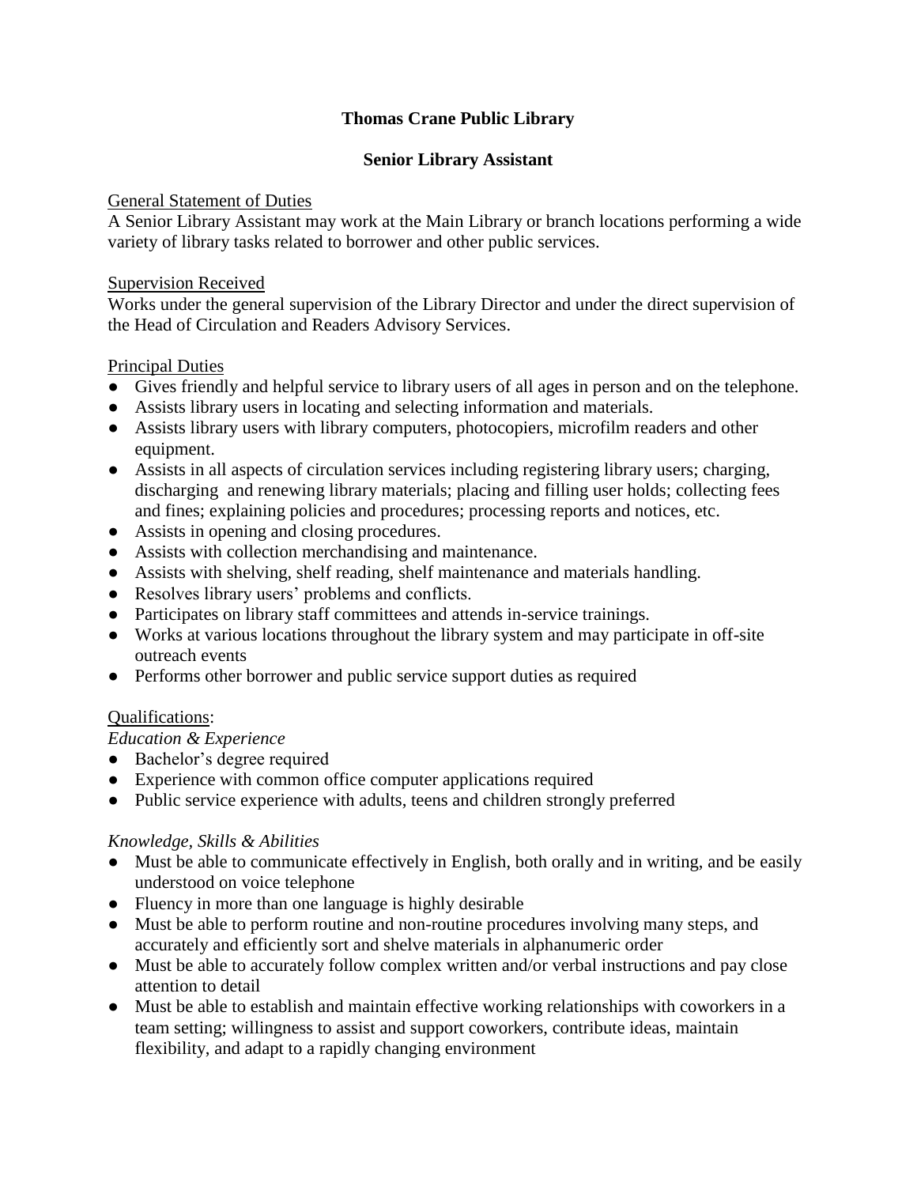# Thomas Crane Public Library

## Senior Library Assistant

General Statement of Duties

A Senior Library Assistant may work at the Main Library or branch locations performing a wide variety of library tasks related to borrower and other public services.

Supervision Received

Works under the general supervision of the Library Director and under the direct supervision of the Head of Circulation and Readers Advisory Services.

Principal Duties

- Gives friendly and helpful service to library users of all ages in person and on the telephone.
- Assists library users in locating and selecting information and materials.
- Assists library users with library computers, photocopiers, microfilm readers and other equipment.
- Assists in all aspects of circulation services including registering library users; charging, discharging and renewing library materials; placing and filling user holds; collecting fees and fines; explaining policies and procedures; processing reports and notices, etc.
- Assists in opening and closing procedures.
- Assists with collection merchandising and maintenance.
- Assists with shelving, shelf reading, shelf maintenance and materials handling.
- Resolves library users' problems and conflicts.
- Participates on library staff committees and attends in-service trainings.
- Works at various locations throughout the library system and may participate in off-site outreach events
- Performs other borrower and public service support duties as required

Qualifications:

*Education & Experience*

- Bachelor's degree required
- Experience with common office computer applications required
- Public service experience with adults, teens and children strongly preferred

*Knowledge, Skills & Abilities*

- Must be able to communicate effectively in English, both orally and in writing, and be easily understood on voice telephone
- Fluency in more than one language is highly desirable
- Must be able to perform routine and non-routine procedures involving many steps, and accurately and efficiently sort and shelve materials in alphanumeric order
- Must be able to accurately follow complex written and/or verbal instructions and pay close attention to detail
- Must be able to establish and maintain effective working relationships with coworkers in a team setting; willingness to assist and support coworkers, contribute ideas, maintain flexibility, and adapt to a rapidly changing environment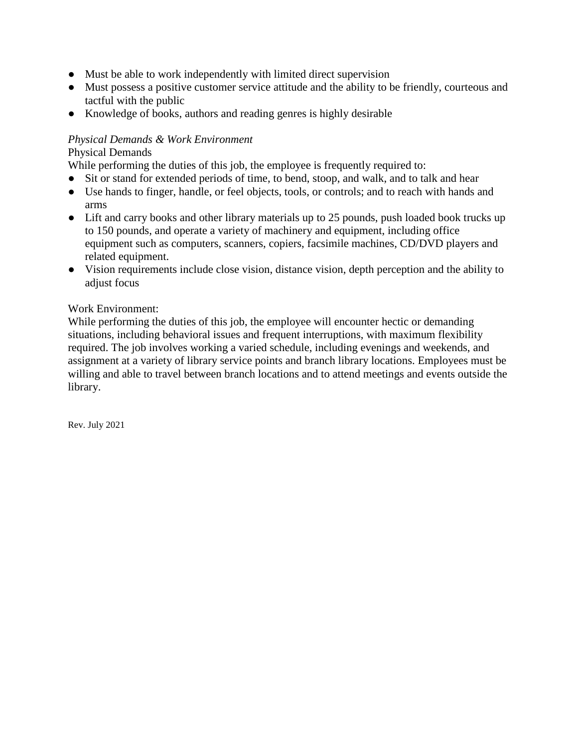- Must be able to work independently with limited direct supervision
- Must possess a positive customer service attitude and the ability to be friendly, courteous and tactful with the public
- Knowledge of books, authors and reading genres is highly desirable

*Physical Demands & Work Environment*

Physical Demands

While performing the duties of this job, the employee is frequently required to:

- Sit or stand for extended periods of time, to bend, stoop, and walk, and to talk and hear
- Use hands to finger, handle, or feel objects, tools, or controls; and to reach with hands and arms
- Lift and carry books and other library materials up to 25 pounds, push loaded book trucks up to 150 pounds, and operate a variety of machinery and equipment, including office equipment such as computers, scanners, copiers, facsimile machines, CD/DVD players and related equipment.
- Vision requirements include close vision, distance vision, depth perception and the ability to adjust focus

Work Environment:

While performing the duties of this job, the employee will encounter hectic or demanding situations, including behavioral issues and frequent interruptions, with maximum flexibility required. The job involves working a varied schedule, including evenings and weekends, and assignment at a variety of library service points and branch library locations. Employees must be willing and able to travel between branch locations and to attend meetings and events outside the library.

Rev. July 2021